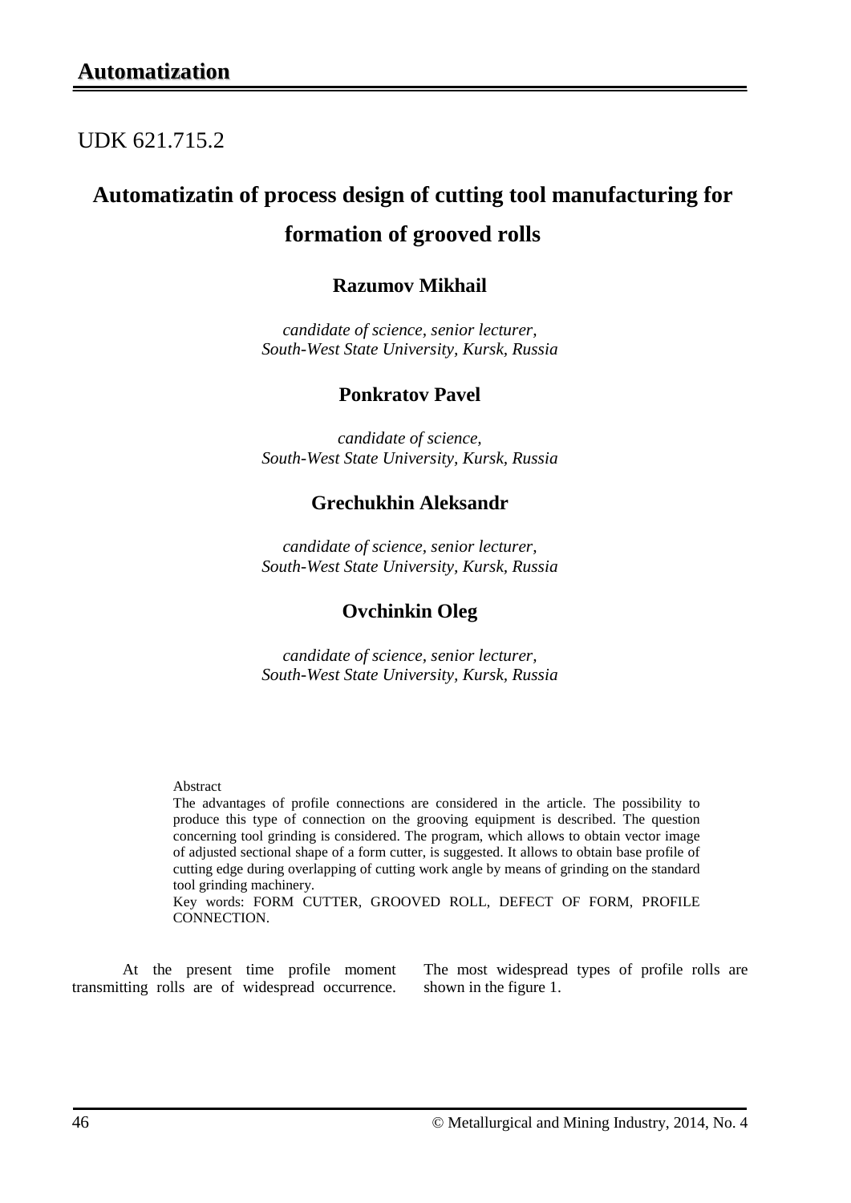# Automatization

UDK 621.715.2

## Automatizatin of process design of cutting tool manufacturing for formation of grooved rolls

### Razumov Mikhail

*candidate of science, senior lecturer,*
*South-West State University, Kursk, Russia*

### Ponkratov Pavel

*candidate of science,*
*South-West State University, Kursk, Russia*

### Grechukhin Aleksandr

*candidate of science, senior lecturer,*
*South-West State University, Kursk, Russia*

### Ovchinkin Oleg

*candidate of science, senior lecturer,*
*South-West State University, Kursk, Russia*

Abstract

The advantages of profile connections are considered in the article. The possibility to produce this type of connection on the grooving equipment is described. The question concerning tool grinding is considered. The program, which allows to obtain vector image of adjusted sectional shape of a form cutter, is suggested. It allows to obtain base profile of cutting edge during overlapping of cutting work angle by means of grinding on the standard tool grinding machinery.

Key words: FORM CUTTER, GROOVED ROLL, DEFECT OF FORM, PROFILE CONNECTION.

At the present time profile moment transmitting rolls are of widespread occurrence. The most widespread types of profile rolls are shown in the figure 1.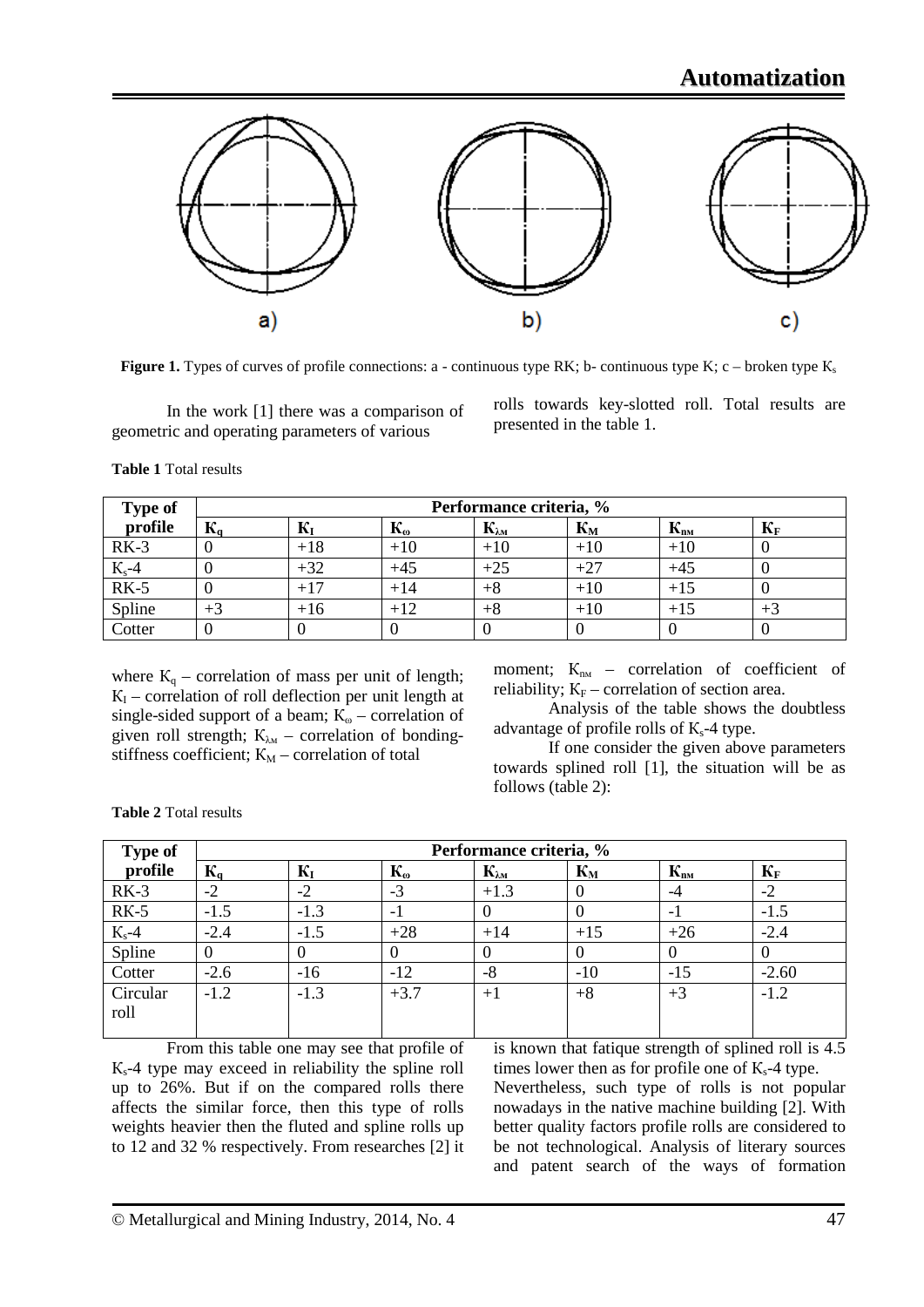**Figure 1.** Types of curves of profile connections: a - continuous type RK; b- continuous type K; c – broken type $K_s$

In the work [1] there was a comparison of geometric and operating parameters of various rolls towards key-slotted roll. Total results are presented in the table 1.

**Table 1** Total results

| Type of profile | Performance criteria, % | | | | | | |
|---|---|---|---|---|---|---|---|
| | $K_q$ | $K_I$ | $K_\omega$ | $K_{\lambda м}$ | $K_M$ | $K_{пм}$ | $K_F$ |
| RK-3 | 0 | +18 | +10 | +10 | +10 | +10 | 0 |
| $K_s$-4 | 0 | +32 | +45 | +25 | +27 | +45 | 0 |
| RK-5 | 0 | +17 | +14 | +8 | +10 | +15 | 0 |
| Spline | +3 | +16 | +12 | +8 | +10 | +15 | +3 |
| Cotter | 0 | 0 | 0 | 0 | 0 | 0 | 0 |

where $K_q$ – correlation of mass per unit of length; $K_I$ – correlation of roll deflection per unit length at single-sided support of a beam; $K_\omega$ – correlation of given roll strength; $K_{\lambda м}$ – correlation of bonding-stiffness coefficient; $K_M$ – correlation of total moment; $K_{пм}$ – correlation of coefficient of reliability; $K_F$ – correlation of section area.

Analysis of the table shows the doubtless advantage of profile rolls of $K_s$-4 type.

If one consider the given above parameters towards splined roll [1], the situation will be as follows (table 2):

**Table 2** Total results

| Type of profile | Performance criteria, % | | | | | | |
|---|---|---|---|---|---|---|---|
| | $K_q$ | $K_I$ | $K_\omega$ | $K_{\lambda м}$ | $K_M$ | $K_{пм}$ | $K_F$ |
| RK-3 | -2 | -2 | -3 | +1.3 | 0 | -4 | -2 |
| RK-5 | -1.5 | -1.3 | -1 | 0 | 0 | -1 | -1.5 |
| $K_s$-4 | -2.4 | -1.5 | +28 | +14 | +15 | +26 | -2.4 |
| Spline | 0 | 0 | 0 | 0 | 0 | 0 | 0 |
| Cotter | -2.6 | -16 | -12 | -8 | -10 | -15 | -2.60 |
| Circular roll | -1.2 | -1.3 | +3.7 | +1 | +8 | +3 | -1.2 |

From this table one may see that profile of $K_s$-4 type may exceed in reliability the spline roll up to 26%. But if on the compared rolls there affects the similar force, then this type of rolls weights heavier then the fluted and spline rolls up to 12 and 32 % respectively. From researches [2] it is known that fatique strength of splined roll is 4.5 times lower then as for profile one of $K_s$-4 type.

Nevertheless, such type of rolls is not popular nowadays in the native machine building [2]. With better quality factors profile rolls are considered to be not technological. Analysis of literary sources and patent search of the ways of formation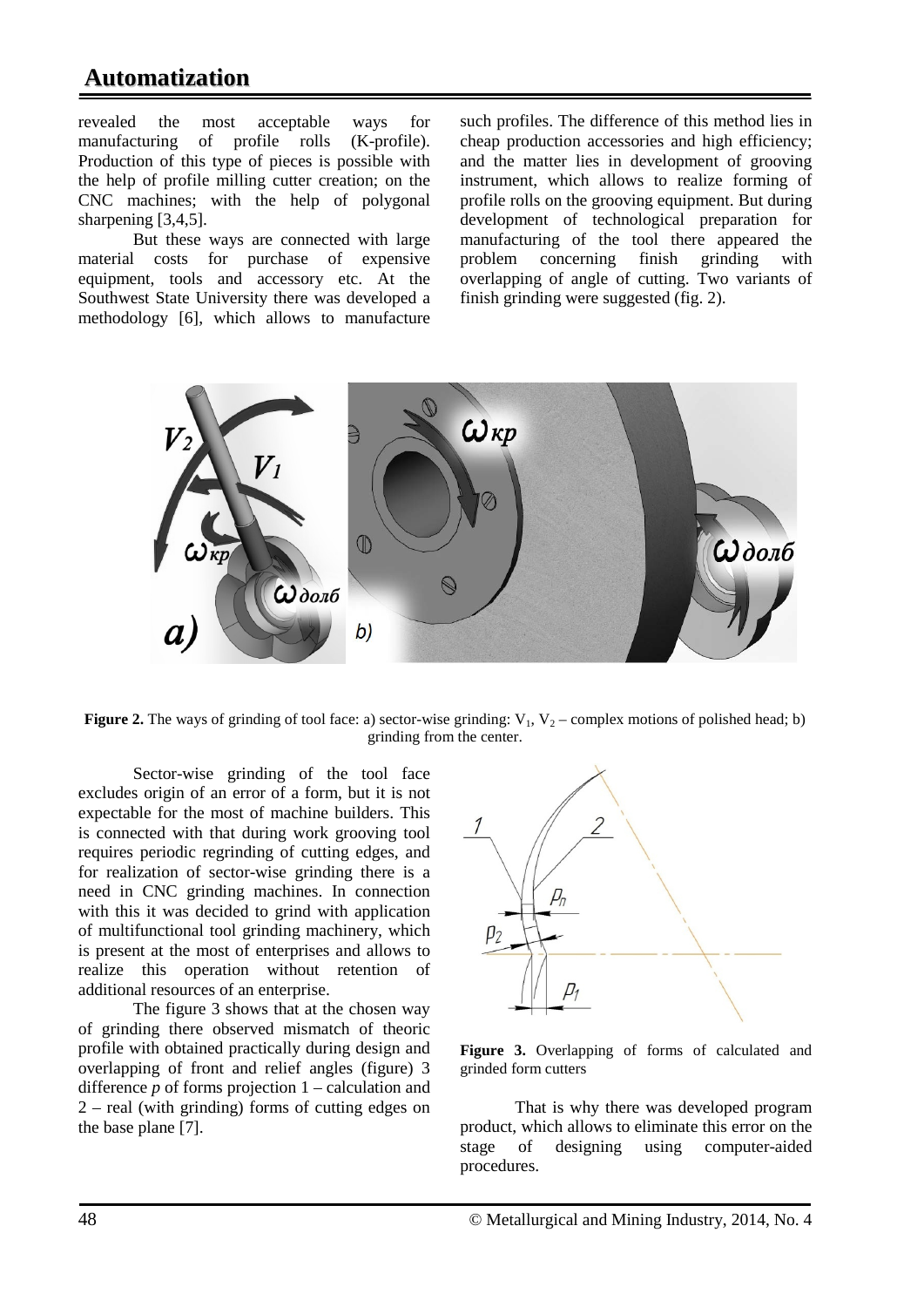revealed the most acceptable ways for manufacturing of profile rolls (K-profile). Production of this type of pieces is possible with the help of profile milling cutter creation; on the CNC machines; with the help of polygonal sharpening [3,4,5].

But these ways are connected with large material costs for purchase of expensive equipment, tools and accessory etc. At the Southwest State University there was developed a methodology [6], which allows to manufacture such profiles. The difference of this method lies in cheap production accessories and high efficiency; and the matter lies in development of grooving instrument, which allows to realize forming of profile rolls on the grooving equipment. But during development of technological preparation for manufacturing of the tool there appeared the problem concerning finish grinding with overlapping of angle of cutting. Two variants of finish grinding were suggested (fig. 2).

**Figure 2.** The ways of grinding of tool face: a) sector-wise grinding: $V_1$, $V_2$ – complex motions of polished head; b) grinding from the center.

Sector-wise grinding of the tool face excludes origin of an error of a form, but it is not expectable for the most of machine builders. This is connected with that during work grooving tool requires periodic regrinding of cutting edges, and for realization of sector-wise grinding there is a need in CNC grinding machines. In connection with this it was decided to grind with application of multifunctional tool grinding machinery, which is present at the most of enterprises and allows to realize this operation without retention of additional resources of an enterprise.

The figure 3 shows that at the chosen way of grinding there observed mismatch of theoric profile with obtained practically during design and overlapping of front and relief angles (figure) 3 difference *p* of forms projection 1 – calculation and 2 – real (with grinding) forms of cutting edges on the base plane [7].

**Figure 3.** Overlapping of forms of calculated and grinded form cutters

That is why there was developed program product, which allows to eliminate this error on the stage of designing using computer-aided procedures.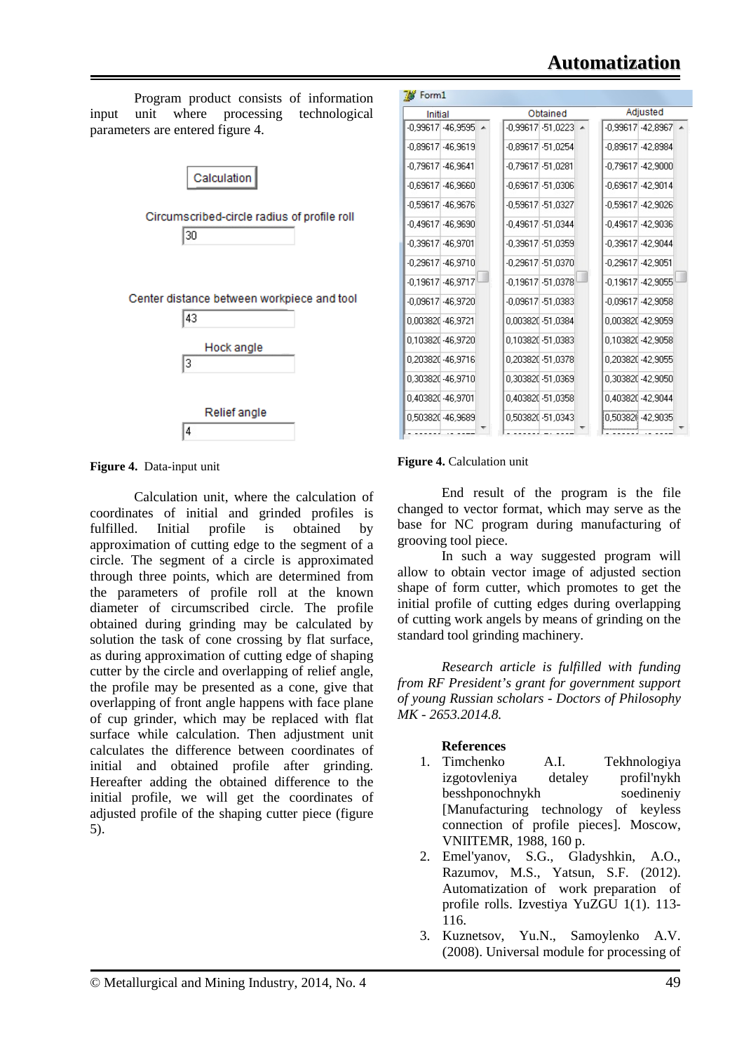Program product consists of information input unit where processing technological parameters are entered figure 4.

Calculation

Circumscribed-circle radius of profile roll

30

Center distance between workpiece and tool

43

Hock angle

3

Relief angle

4

**Figure 4.** Data-input unit

Calculation unit, where the calculation of coordinates of initial and grinded profiles is fulfilled. Initial profile is obtained by approximation of cutting edge to the segment of a circle. The segment of a circle is approximated through three points, which are determined from the parameters of profile roll at the known diameter of circumscribed circle. The profile obtained during grinding may be calculated by solution the task of cone crossing by flat surface, as during approximation of cutting edge of shaping cutter by the circle and overlapping of relief angle, the profile may be presented as a cone, give that overlapping of front angle happens with face plane of cup grinder, which may be replaced with flat surface while calculation. Then adjustment unit calculates the difference between coordinates of initial and obtained profile after grinding. Hereafter adding the obtained difference to the initial profile, we will get the coordinates of adjusted profile of the shaping cutter piece (figure 5).

Form1

| Initial | | Obtained | | Adjusted | |
|---|---|---|---|---|---|
| -0,99617 | -46,9595 | -0,99617 | -51,0223 | -0,99617 | -42,8967 |
| -0,89617 | -46,9619 | -0,89617 | -51,0254 | -0,89617 | -42,8984 |
| -0,79617 | -46,9641 | -0,79617 | -51,0281 | -0,79617 | -42,9000 |
| -0,69617 | -46,9660 | -0,69617 | -51,0306 | -0,69617 | -42,9014 |
| -0,59617 | -46,9676 | -0,59617 | -51,0327 | -0,59617 | -42,9026 |
| -0,49617 | -46,9690 | -0,49617 | -51,0344 | -0,49617 | -42,9036 |
| -0,39617 | -46,9701 | -0,39617 | -51,0359 | -0,39617 | -42,9044 |
| -0,29617 | -46,9710 | -0,29617 | -51,0370 | -0,29617 | -42,9051 |
| -0,19617 | -46,9717 | -0,19617 | -51,0378 | -0,19617 | -42,9055 |
| -0,09617 | -46,9720 | -0,09617 | -51,0383 | -0,09617 | -42,9058 |
| 0,003820 | -46,9721 | 0,003820 | -51,0384 | 0,003820 | -42,9059 |
| 0,103820 | -46,9720 | 0,103820 | -51,0383 | 0,103820 | -42,9058 |
| 0,203820 | -46,9716 | 0,203820 | -51,0378 | 0,203820 | -42,9055 |
| 0,303820 | -46,9710 | 0,303820 | -51,0369 | 0,303820 | -42,9050 |
| 0,403820 | -46,9701 | 0,403820 | -51,0358 | 0,403820 | -42,9044 |
| 0,503820 | -46,9689 | 0,503820 | -51,0343 | 0,503820 | -42,9035 |

**Figure 4.** Calculation unit

End result of the program is the file changed to vector format, which may serve as the base for NC program during manufacturing of grooving tool piece.

In such a way suggested program will allow to obtain vector image of adjusted section shape of form cutter, which promotes to get the initial profile of cutting edges during overlapping of cutting work angels by means of grinding on the standard tool grinding machinery.

*Research article is fulfilled with funding from RF President's grant for government support of young Russian scholars - Doctors of Philosophy MK - 2653.2014.8.*

## References

1. Timchenko A.I. Tekhnologiya izgotovleniya detaley profil'nykh besshponochnykh soedineniy [Manufacturing technology of keyless connection of profile pieces]. Moscow, VNIITEMR, 1988, 160 p.
2. Emel'yanov, S.G., Gladyshkin, A.O., Razumov, M.S., Yatsun, S.F. (2012). Automatization of work preparation of profile rolls. Izvestiya YuZGU 1(1). 113-116.
3. Kuznetsov, Yu.N., Samoylenko A.V. (2008). Universal module for processing of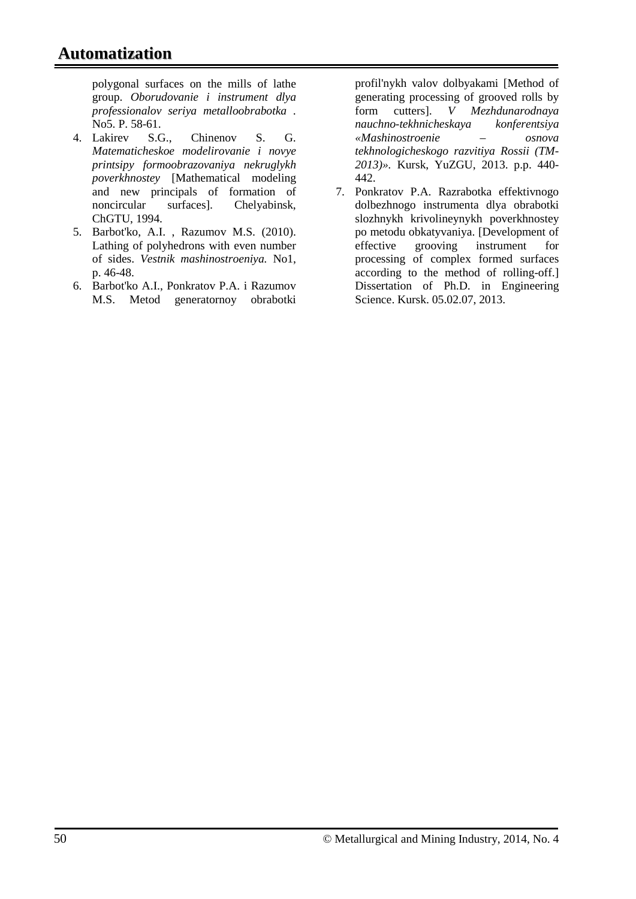polygonal surfaces on the mills of lathe group. *Oborudovanie i instrument dlya professionalov seriya metalloobrabotka* . No5. P. 58-61.

4. Lakirev S.G., Chinenov S. G. *Matematicheskoe modelirovanie i novye printsipy formoobrazovaniya nekruglykh poverkhnostey* [Mathematical modeling and new principals of formation of noncircular surfaces]. Chelyabinsk, ChGTU, 1994.
5. Barbot'ko, A.I. , Razumov M.S. (2010). Lathing of polyhedrons with even number of sides. *Vestnik mashinostroeniya.* No1, p. 46-48.
6. Barbot'ko A.I., Ponkratov P.A. i Razumov M.S. Metod generatornoy obrabotki profil'nykh valov dolbyakami [Method of generating processing of grooved rolls by form cutters]. *V Mezhdunarodnaya nauchno-tekhnicheskaya konferentsiya «Mashinostroenie – osnova tekhnologicheskogo razvitiya Rossii (TM-2013)»*. Kursk, YuZGU, 2013. p.p. 440-442.
7. Ponkratov P.A. Razrabotka effektivnogo dolbezhnogo instrumenta dlya obrabotki slozhnykh krivolineynykh poverkhnostey po metodu obkatyvaniya. [Development of effective grooving instrument for processing of complex formed surfaces according to the method of rolling-off.] Dissertation of Ph.D. in Engineering Science. Kursk. 05.02.07, 2013.